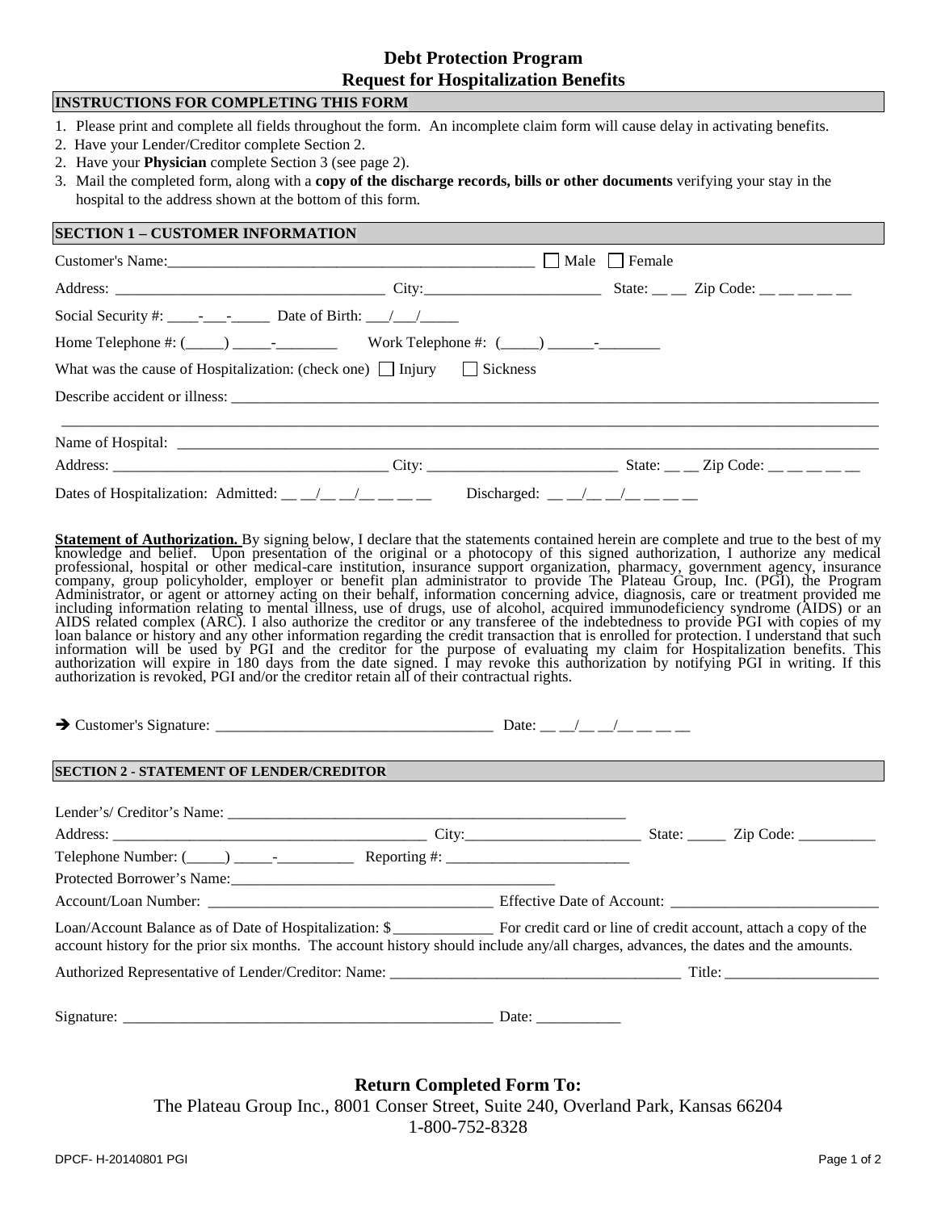# Debt Protection Program
# Request for Hospitalization Benefits

## INSTRUCTIONS FOR COMPLETING THIS FORM

1. Please print and complete all fields throughout the form. An incomplete claim form will cause delay in activating benefits.
2. Have your Lender/Creditor complete Section 2.
2. Have your **Physician** complete Section 3 (see page 2).
3. Mail the completed form, along with a **copy of the discharge records, bills or other documents** verifying your stay in the hospital to the address shown at the bottom of this form.

## SECTION 1 – CUSTOMER INFORMATION

Customer's Name:_______________________________________________ ☐ Male ☐ Female

Address: ___________________________________ City:________________________ State: __ __ Zip Code: __ __ __ __ __

Social Security #: ____-___-_____ Date of Birth: ___/___/_____

Home Telephone #: (_____) _____-________ Work Telephone #: (_____) ______-________

What was the cause of Hospitalization: (check one) ☐ Injury ☐ Sickness

Describe accident or illness: ______________________________________________________________________________

_____________________________________________________________________________________________________

Name of Hospital: ___________________________________________________________________________________

Address: ____________________________________ City: _________________________ State: __ __ Zip Code: __ __ __ __ __

Dates of Hospitalization: Admitted: __ __/__ __/__ __ __ __ Discharged: __ __/__ __/__ __ __ __

**Statement of Authorization.** By signing below, I declare that the statements contained herein are complete and true to the best of my knowledge and belief. Upon presentation of the original or a photocopy of this signed authorization, I authorize any medical professional, hospital or other medical-care institution, insurance support organization, pharmacy, government agency, insurance company, group policyholder, employer or benefit plan administrator to provide The Plateau Group, Inc. (PGI), the Program Administrator, or agent or attorney acting on their behalf, information concerning advice, diagnosis, care or treatment provided me including information relating to mental illness, use of drugs, use of alcohol, acquired immunodeficiency syndrome (AIDS) or an AIDS related complex (ARC). I also authorize the creditor or any transferee of the indebtedness to provide PGI with copies of my loan balance or history and any other information regarding the credit transaction that is enrolled for protection. I understand that such information will be used by PGI and the creditor for the purpose of evaluating my claim for Hospitalization benefits. This authorization will expire in 180 days from the date signed. I may revoke this authorization by notifying PGI in writing. If this authorization is revoked, PGI and/or the creditor retain all of their contractual rights.

➔ Customer's Signature: ____________________________________ Date: __ __/__ __/__ __ __ __

## SECTION 2 - STATEMENT OF LENDER/CREDITOR

Lender's/ Creditor's Name: ______________________________________________________

Address: __________________________________________ City:________________________ State: _____ Zip Code: __________

Telephone Number: (_____) _____-__________ Reporting #: ________________________

Protected Borrower's Name:____________________________________________

Account/Loan Number: ________________________________________ Effective Date of Account: ___________________________

Loan/Account Balance as of Date of Hospitalization: $_____________ For credit card or line of credit account, attach a copy of the account history for the prior six months. The account history should include any/all charges, advances, the dates and the amounts.

Authorized Representative of Lender/Creditor: Name: ______________________________________ Title: ____________________

Signature: __________________________________________________ Date: ___________

**Return Completed Form To:**

The Plateau Group Inc., 8001 Conser Street, Suite 240, Overland Park, Kansas 66204

1-800-752-8328

DPCF- H-20140801 PGI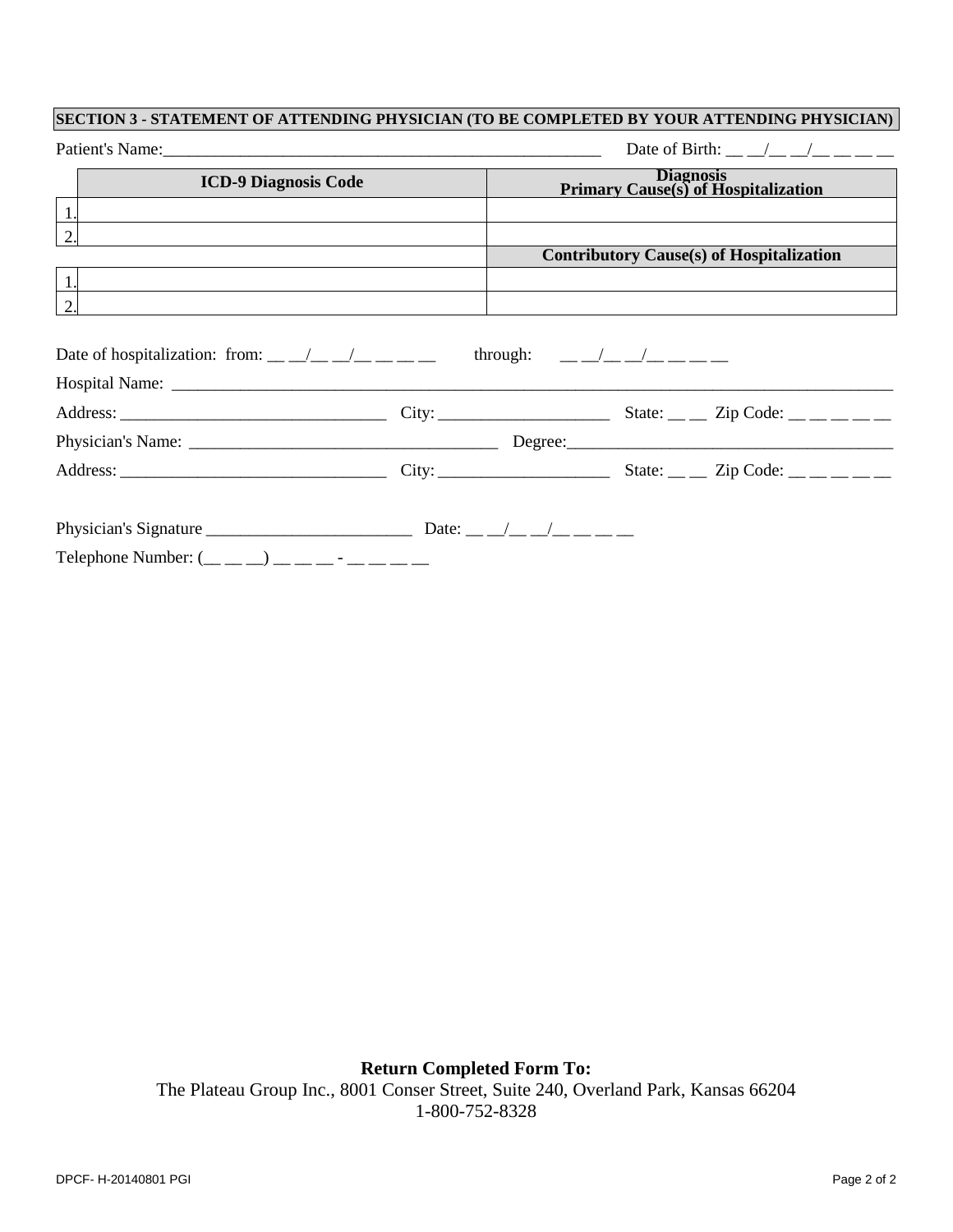**SECTION 3 - STATEMENT OF ATTENDING PHYSICIAN (TO BE COMPLETED BY YOUR ATTENDING PHYSICIAN)**

Patient's Name:___________________________________________________ Date of Birth: __ __/__ __/__ __ __ __

| | ICD-9 Diagnosis Code | Diagnosis Primary Cause(s) of Hospitalization |
|---|---|---|
| 1. | | |
| 2. | | |
| | | **Contributory Cause(s) of Hospitalization** |
| 1. | | |
| 2. | | |

Date of hospitalization: from: __ __/__ __/__ __ __ __ through: __ __/__ __/__ __ __ __

Hospital Name: ________________________________________________________________________________

Address: _______________________________ City: ____________________ State: __ __ Zip Code: __ __ __ __ __

Physician's Name: ____________________________________ Degree:______________________________________

Address: _______________________________ City: ____________________ State: __ __ Zip Code: __ __ __ __ __

Physician's Signature ________________________ Date: __ __/__ __/__ __ __ __

Telephone Number: (__ __ __) __ __ __ - __ __ __ __

**Return Completed Form To:**

The Plateau Group Inc., 8001 Conser Street, Suite 240, Overland Park, Kansas 66204

1-800-752-8328

DPCF- H-20140801 PGI